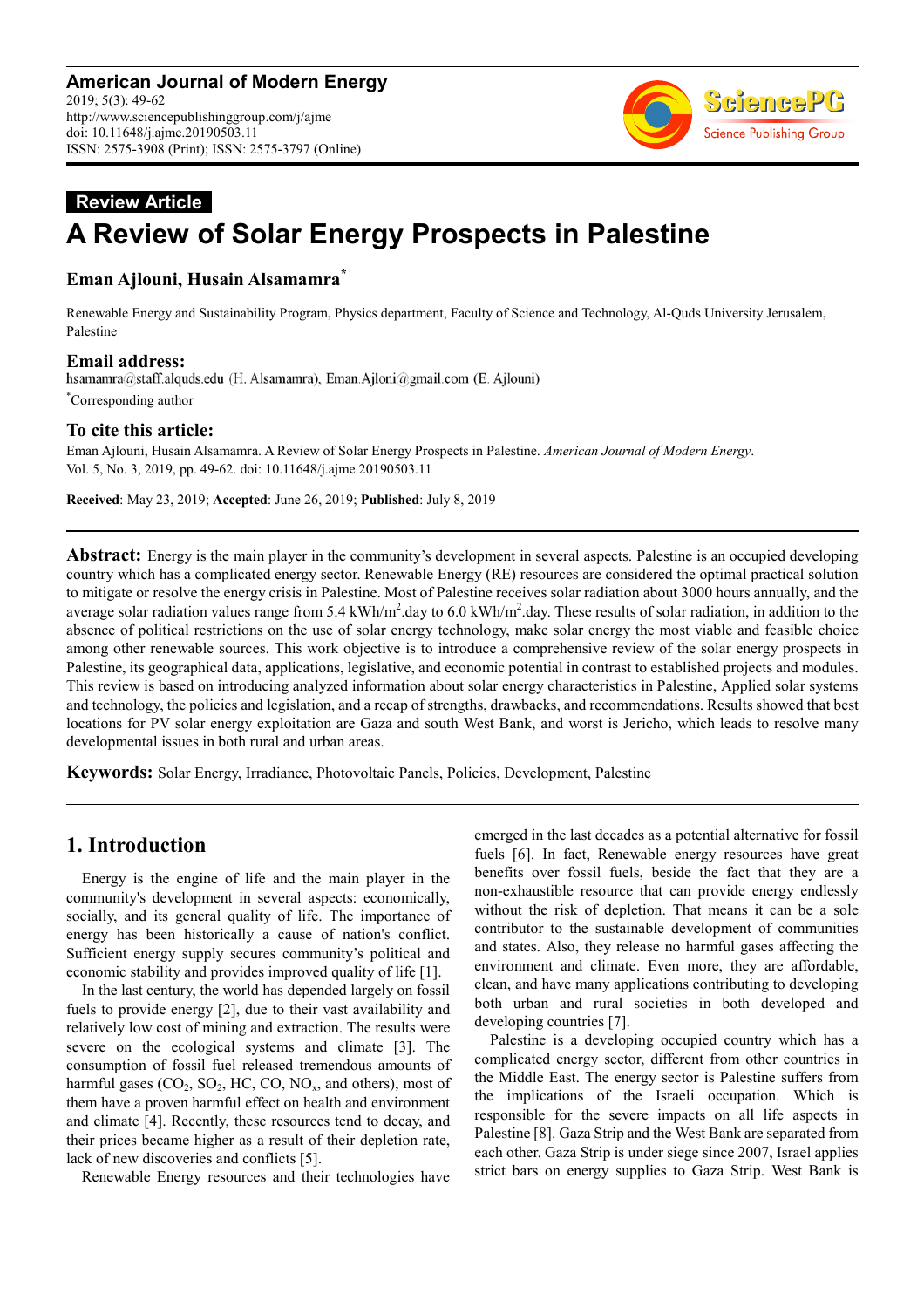**American Journal of Modern Energy**
2019; 5(3): 49-62
http://www.sciencepublishinggroup.com/j/ajme
doi: 10.11648/j.ajme.20190503.11
ISSN: 2575-3908 (Print); ISSN: 2575-3797 (Online)

**Review Article**

# A Review of Solar Energy Prospects in Palestine

**Eman Ajlouni, Husain Alsamamra[*]**

Renewable Energy and Sustainability Program, Physics department, Faculty of Science and Technology, Al-Quds University Jerusalem, Palestine

## Email address:

hsamamra@staff.alquds.edu (H. Alsamamra), Eman.Ajloni@gmail.com (E. Ajlouni)

[*]Corresponding author

## To cite this article:

Eman Ajlouni, Husain Alsamamra. A Review of Solar Energy Prospects in Palestine. *American Journal of Modern Energy*. Vol. 5, No. 3, 2019, pp. 49-62. doi: 10.11648/j.ajme.20190503.11

**Received**: May 23, 2019; **Accepted**: June 26, 2019; **Published**: July 8, 2019

---

**Abstract:** Energy is the main player in the community's development in several aspects. Palestine is an occupied developing country which has a complicated energy sector. Renewable Energy (RE) resources are considered the optimal practical solution to mitigate or resolve the energy crisis in Palestine. Most of Palestine receives solar radiation about 3000 hours annually, and the average solar radiation values range from 5.4 $kWh/m^2$.day to 6.0 $kWh/m^2$.day. These results of solar radiation, in addition to the absence of political restrictions on the use of solar energy technology, make solar energy the most viable and feasible choice among other renewable sources. This work objective is to introduce a comprehensive review of the solar energy prospects in Palestine, its geographical data, applications, legislative, and economic potential in contrast to established projects and modules. This review is based on introducing analyzed information about solar energy characteristics in Palestine, Applied solar systems and technology, the policies and legislation, and a recap of strengths, drawbacks, and recommendations. Results showed that best locations for PV solar energy exploitation are Gaza and south West Bank, and worst is Jericho, which leads to resolve many developmental issues in both rural and urban areas.

**Keywords:** Solar Energy, Irradiance, Photovoltaic Panels, Policies, Development, Palestine

---

## 1. Introduction

Energy is the engine of life and the main player in the community's development in several aspects: economically, socially, and its general quality of life. The importance of energy has been historically a cause of nation's conflict. Sufficient energy supply secures community's political and economic stability and provides improved quality of life [1].

In the last century, the world has depended largely on fossil fuels to provide energy [2], due to their vast availability and relatively low cost of mining and extraction. The results were severe on the ecological systems and climate [3]. The consumption of fossil fuel released tremendous amounts of harmful gases ($CO_2$, $SO_2$, HC, CO, $NO_x$, and others), most of them have a proven harmful effect on health and environment and climate [4]. Recently, these resources tend to decay, and their prices became higher as a result of their depletion rate, lack of new discoveries and conflicts [5].

Renewable Energy resources and their technologies have emerged in the last decades as a potential alternative for fossil fuels [6]. In fact, Renewable energy resources have great benefits over fossil fuels, beside the fact that they are a non-exhaustible resource that can provide energy endlessly without the risk of depletion. That means it can be a sole contributor to the sustainable development of communities and states. Also, they release no harmful gases affecting the environment and climate. Even more, they are affordable, clean, and have many applications contributing to developing both urban and rural societies in both developed and developing countries [7].

Palestine is a developing occupied country which has a complicated energy sector, different from other countries in the Middle East. The energy sector is Palestine suffers from the implications of the Israeli occupation. Which is responsible for the severe impacts on all life aspects in Palestine [8]. Gaza Strip and the West Bank are separated from each other. Gaza Strip is under siege since 2007, Israel applies strict bars on energy supplies to Gaza Strip. West Bank is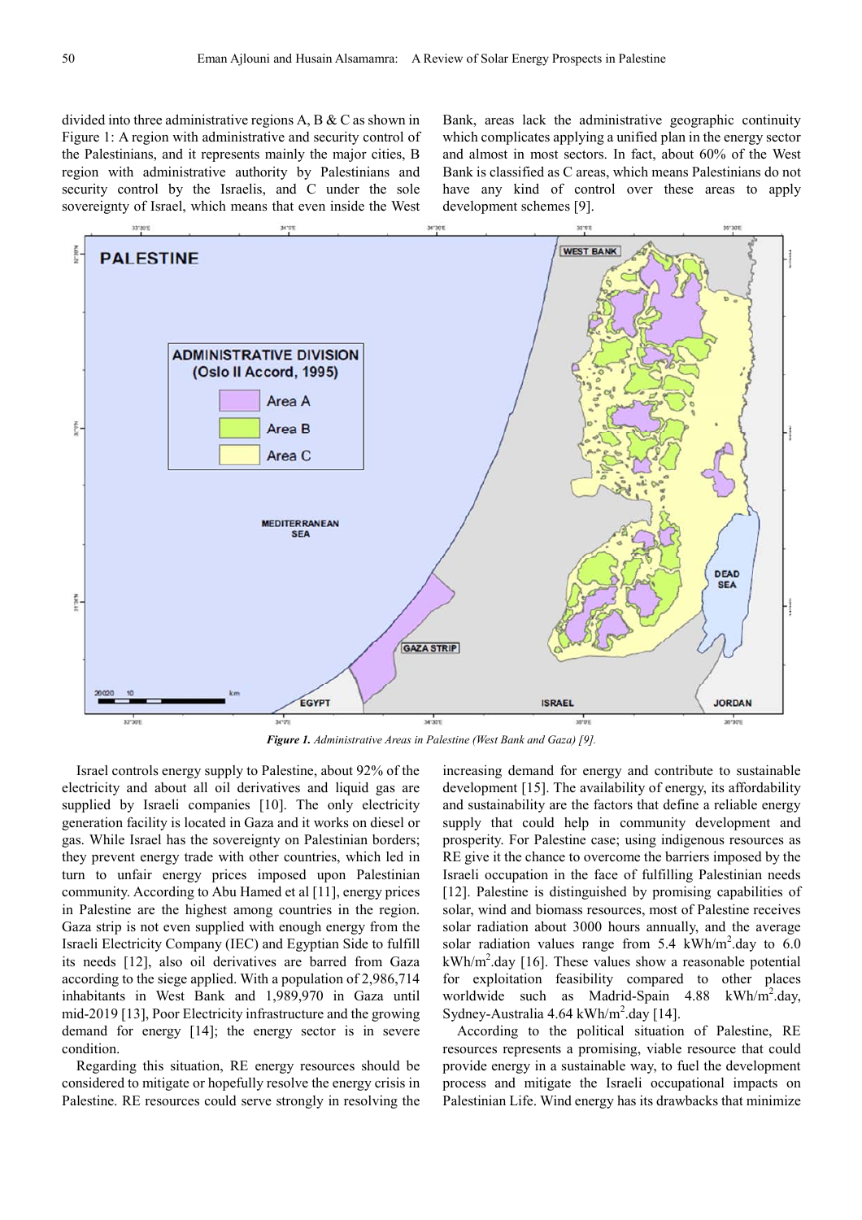divided into three administrative regions A, B & C as shown in Figure 1: A region with administrative and security control of the Palestinians, and it represents mainly the major cities, B region with administrative authority by Palestinians and security control by the Israelis, and C under the sole sovereignty of Israel, which means that even inside the West Bank, areas lack the administrative geographic continuity which complicates applying a unified plan in the energy sector and almost in most sectors. In fact, about 60% of the West Bank is classified as C areas, which means Palestinians do not have any kind of control over these areas to apply development schemes [9].

*Figure 1. Administrative Areas in Palestine (West Bank and Gaza) [9].*

Israel controls energy supply to Palestine, about 92% of the electricity and about all oil derivatives and liquid gas are supplied by Israeli companies [10]. The only electricity generation facility is located in Gaza and it works on diesel or gas. While Israel has the sovereignty on Palestinian borders; they prevent energy trade with other countries, which led in turn to unfair energy prices imposed upon Palestinian community. According to Abu Hamed et al [11], energy prices in Palestine are the highest among countries in the region. Gaza strip is not even supplied with enough energy from the Israeli Electricity Company (IEC) and Egyptian Side to fulfill its needs [12], also oil derivatives are barred from Gaza according to the siege applied. With a population of 2,986,714 inhabitants in West Bank and 1,989,970 in Gaza until mid-2019 [13], Poor Electricity infrastructure and the growing demand for energy [14]; the energy sector is in severe condition.

Regarding this situation, RE energy resources should be considered to mitigate or hopefully resolve the energy crisis in Palestine. RE resources could serve strongly in resolving the increasing demand for energy and contribute to sustainable development [15]. The availability of energy, its affordability and sustainability are the factors that define a reliable energy supply that could help in community development and prosperity. For Palestine case; using indigenous resources as RE give it the chance to overcome the barriers imposed by the Israeli occupation in the face of fulfilling Palestinian needs [12]. Palestine is distinguished by promising capabilities of solar, wind and biomass resources, most of Palestine receives solar radiation about 3000 hours annually, and the average solar radiation values range from 5.4 $kWh/m^2$.day to 6.0 $kWh/m^2$.day [16]. These values show a reasonable potential for exploitation feasibility compared to other places worldwide such as Madrid-Spain 4.88 $kWh/m^2$.day, Sydney-Australia 4.64 $kWh/m^2$.day [14].

According to the political situation of Palestine, RE resources represents a promising, viable resource that could provide energy in a sustainable way, to fuel the development process and mitigate the Israeli occupational impacts on Palestinian Life. Wind energy has its drawbacks that minimize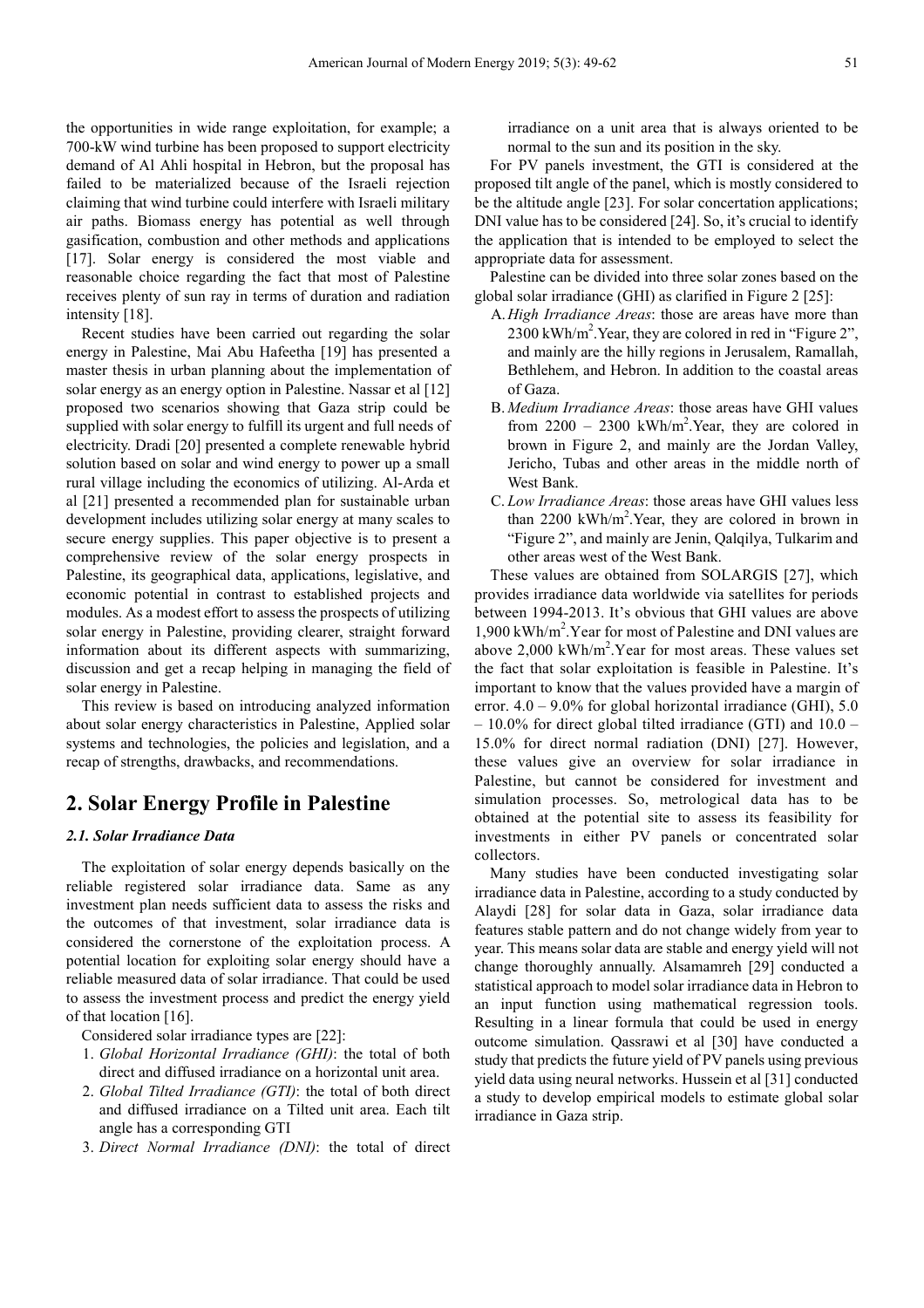the opportunities in wide range exploitation, for example; a 700-kW wind turbine has been proposed to support electricity demand of Al Ahli hospital in Hebron, but the proposal has failed to be materialized because of the Israeli rejection claiming that wind turbine could interfere with Israeli military air paths. Biomass energy has potential as well through gasification, combustion and other methods and applications [17]. Solar energy is considered the most viable and reasonable choice regarding the fact that most of Palestine receives plenty of sun ray in terms of duration and radiation intensity [18].

Recent studies have been carried out regarding the solar energy in Palestine, Mai Abu Hafeetha [19] has presented a master thesis in urban planning about the implementation of solar energy as an energy option in Palestine. Nassar et al [12] proposed two scenarios showing that Gaza strip could be supplied with solar energy to fulfill its urgent and full needs of electricity. Dradi [20] presented a complete renewable hybrid solution based on solar and wind energy to power up a small rural village including the economics of utilizing. Al-Arda et al [21] presented a recommended plan for sustainable urban development includes utilizing solar energy at many scales to secure energy supplies. This paper objective is to present a comprehensive review of the solar energy prospects in Palestine, its geographical data, applications, legislative, and economic potential in contrast to established projects and modules. As a modest effort to assess the prospects of utilizing solar energy in Palestine, providing clearer, straight forward information about its different aspects with summarizing, discussion and get a recap helping in managing the field of solar energy in Palestine.

This review is based on introducing analyzed information about solar energy characteristics in Palestine, Applied solar systems and technologies, the policies and legislation, and a recap of strengths, drawbacks, and recommendations.

## 2. Solar Energy Profile in Palestine

### *2.1. Solar Irradiance Data*

The exploitation of solar energy depends basically on the reliable registered solar irradiance data. Same as any investment plan needs sufficient data to assess the risks and the outcomes of that investment, solar irradiance data is considered the cornerstone of the exploitation process. A potential location for exploiting solar energy should have a reliable measured data of solar irradiance. That could be used to assess the investment process and predict the energy yield of that location [16].

Considered solar irradiance types are [22]:

1. *Global Horizontal Irradiance (GHI)*: the total of both direct and diffused irradiance on a horizontal unit area.
2. *Global Tilted Irradiance (GTI)*: the total of both direct and diffused irradiance on a Tilted unit area. Each tilt angle has a corresponding GTI
3. *Direct Normal Irradiance (DNI)*: the total of direct irradiance on a unit area that is always oriented to be normal to the sun and its position in the sky.

For PV panels investment, the GTI is considered at the proposed tilt angle of the panel, which is mostly considered to be the altitude angle [23]. For solar concertation applications; DNI value has to be considered [24]. So, it's crucial to identify the application that is intended to be employed to select the appropriate data for assessment.

Palestine can be divided into three solar zones based on the global solar irradiance (GHI) as clarified in Figure 2 [25]:

A. *High Irradiance Areas*: those are areas have more than 2300 kWh/m$^2$.Year, they are colored in red in "Figure 2", and mainly are the hilly regions in Jerusalem, Ramallah, Bethlehem, and Hebron. In addition to the coastal areas of Gaza.
B. *Medium Irradiance Areas*: those areas have GHI values from 2200 – 2300 kWh/m$^2$.Year, they are colored in brown in Figure 2, and mainly are the Jordan Valley, Jericho, Tubas and other areas in the middle north of West Bank.
C. *Low Irradiance Areas*: those areas have GHI values less than 2200 kWh/m$^2$.Year, they are colored in brown in "Figure 2", and mainly are Jenin, Qalqilya, Tulkarim and other areas west of the West Bank.

These values are obtained from SOLARGIS [27], which provides irradiance data worldwide via satellites for periods between 1994-2013. It's obvious that GHI values are above 1,900 kWh/m$^2$.Year for most of Palestine and DNI values are above 2,000 kWh/m$^2$.Year for most areas. These values set the fact that solar exploitation is feasible in Palestine. It's important to know that the values provided have a margin of error. 4.0 – 9.0% for global horizontal irradiance (GHI), 5.0 – 10.0% for direct global tilted irradiance (GTI) and 10.0 – 15.0% for direct normal radiation (DNI) [27]. However, these values give an overview for solar irradiance in Palestine, but cannot be considered for investment and simulation processes. So, metrological data has to be obtained at the potential site to assess its feasibility for investments in either PV panels or concentrated solar collectors.

Many studies have been conducted investigating solar irradiance data in Palestine, according to a study conducted by Alaydi [28] for solar data in Gaza, solar irradiance data features stable pattern and do not change widely from year to year. This means solar data are stable and energy yield will not change thoroughly annually. Alsamamreh [29] conducted a statistical approach to model solar irradiance data in Hebron to an input function using mathematical regression tools. Resulting in a linear formula that could be used in energy outcome simulation. Qassrawi et al [30] have conducted a study that predicts the future yield of PV panels using previous yield data using neural networks. Hussein et al [31] conducted a study to develop empirical models to estimate global solar irradiance in Gaza strip.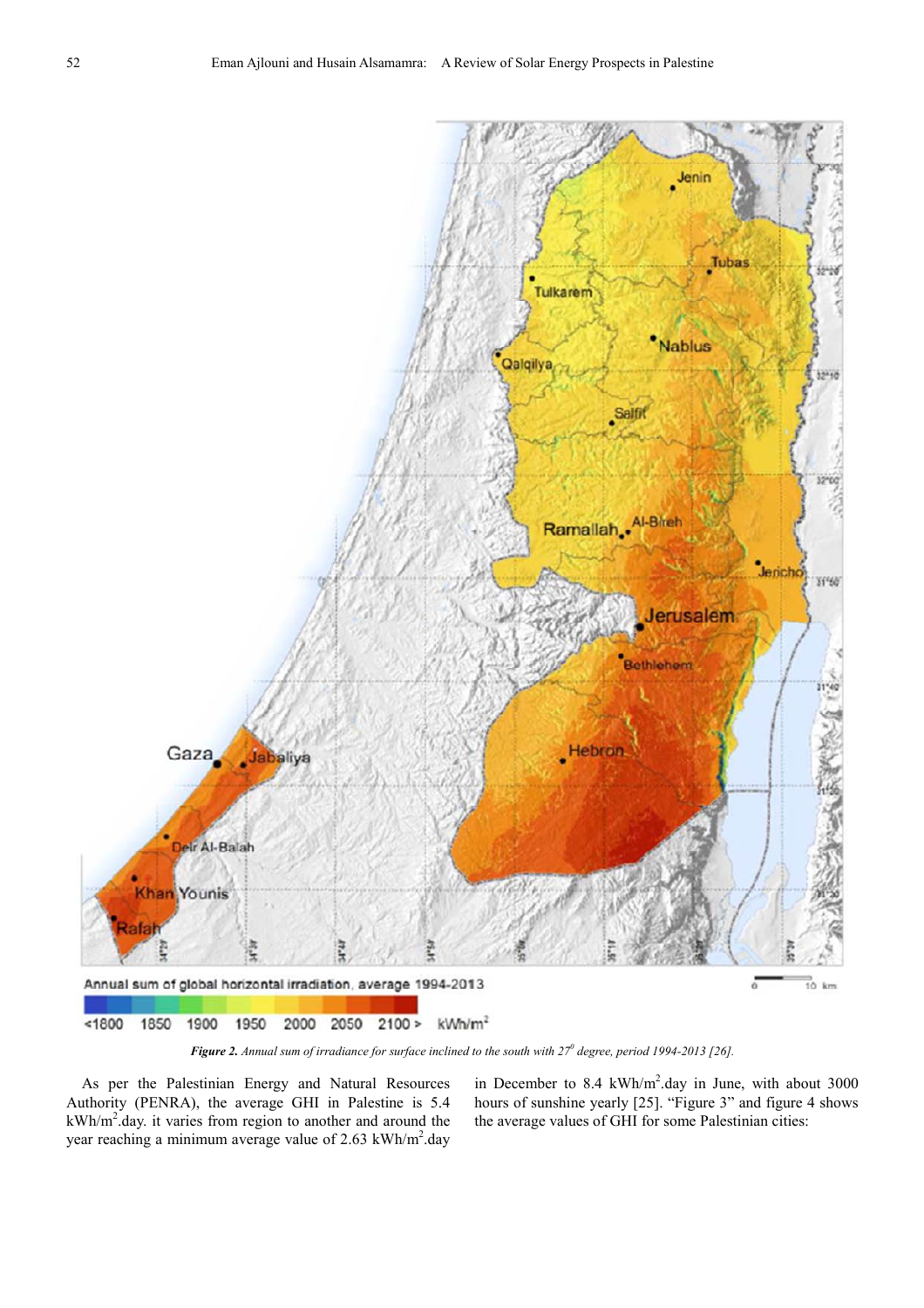***Figure 2.*** *Annual sum of irradiance for surface inclined to the south with 27⁰ degree, period 1994-2013 [26].*

As per the Palestinian Energy and Natural Resources Authority (PENRA), the average GHI in Palestine is 5.4 $kWh/m^2$.day. it varies from region to another and around the year reaching a minimum average value of 2.63 $kWh/m^2$.day in December to 8.4 $kWh/m^2$.day in June, with about 3000 hours of sunshine yearly [25]. "Figure 3" and figure 4 shows the average values of GHI for some Palestinian cities: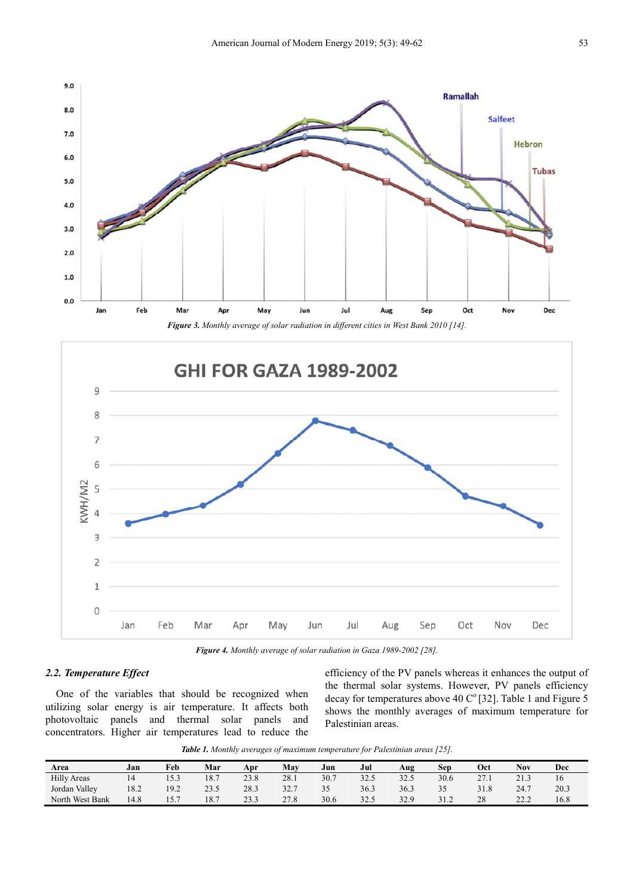*Figure 3. Monthly average of solar radiation in different cities in West Bank 2010 [14].*

*Figure 4. Monthly average of solar radiation in Gaza 1989-2002 [28].*

### 2.2. Temperature Effect

One of the variables that should be recognized when utilizing solar energy is air temperature. It affects both photovoltaic panels and thermal solar panels and concentrators. Higher air temperatures lead to reduce the efficiency of the PV panels whereas it enhances the output of the thermal solar systems. However, PV panels efficiency decay for temperatures above 40 C° [32]. Table 1 and Figure 5 shows the monthly averages of maximum temperature for Palestinian areas.

*Table 1. Monthly averages of maximum temperature for Palestinian areas [25].*

| Area | Jan | Feb | Mar | Apr | May | Jun | Jul | Aug | Sep | Oct | Nov | Dec |
|---|---|---|---|---|---|---|---|---|---|---|---|---|
| Hilly Areas | 14 | 15.3 | 18.7 | 23.8 | 28.1 | 30.7 | 32.5 | 32.5 | 30.6 | 27.1 | 21.3 | 16 |
| Jordan Valley | 18.2 | 19.2 | 23.5 | 28.3 | 32.7 | 35 | 36.3 | 36.3 | 35 | 31.8 | 24.7 | 20.3 |
| North West Bank | 14.8 | 15.7 | 18.7 | 23.3 | 27.8 | 30.6 | 32.5 | 32.9 | 31.2 | 28 | 22.2 | 16.8 |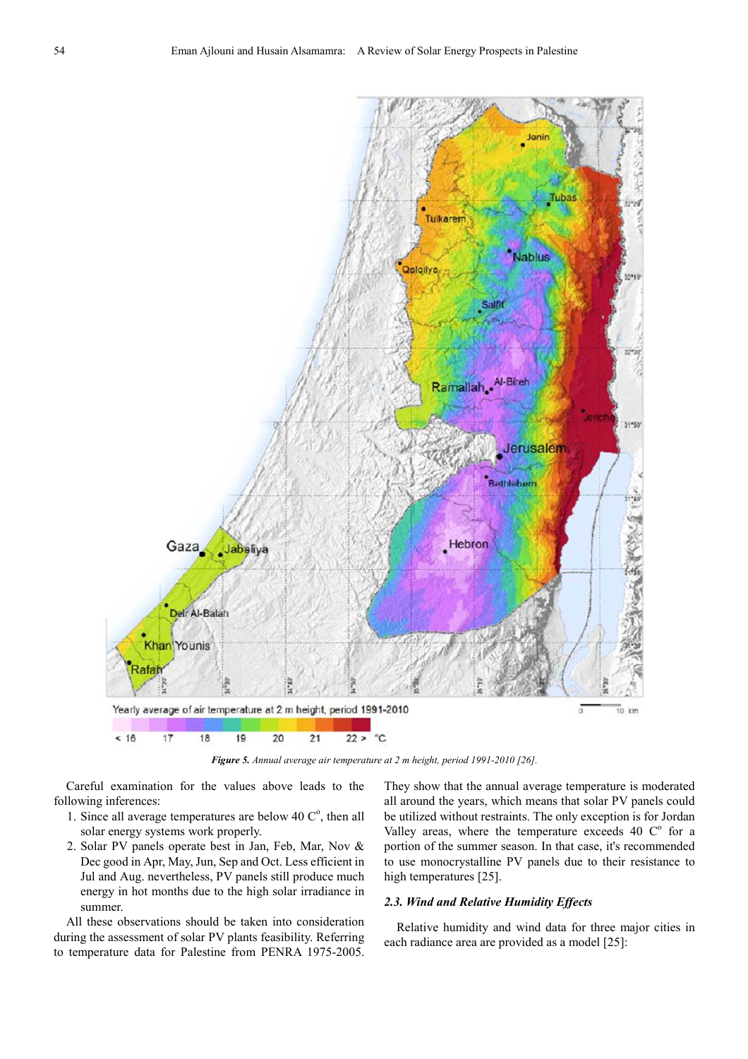*Figure 5. Annual average air temperature at 2 m height, period 1991-2010 [26].*

Careful examination for the values above leads to the following inferences:

1. Since all average temperatures are below 40 C°, then all solar energy systems work properly.
2. Solar PV panels operate best in Jan, Feb, Mar, Nov & Dec good in Apr, May, Jun, Sep and Oct. Less efficient in Jul and Aug. nevertheless, PV panels still produce much energy in hot months due to the high solar irradiance in summer.

All these observations should be taken into consideration during the assessment of solar PV plants feasibility. Referring to temperature data for Palestine from PENRA 1975-2005. They show that the annual average temperature is moderated all around the years, which means that solar PV panels could be utilized without restraints. The only exception is for Jordan Valley areas, where the temperature exceeds 40 C° for a portion of the summer season. In that case, it's recommended to use monocrystalline PV panels due to their resistance to high temperatures [25].

### 2.3. Wind and Relative Humidity Effects

Relative humidity and wind data for three major cities in each radiance area are provided as a model [25]: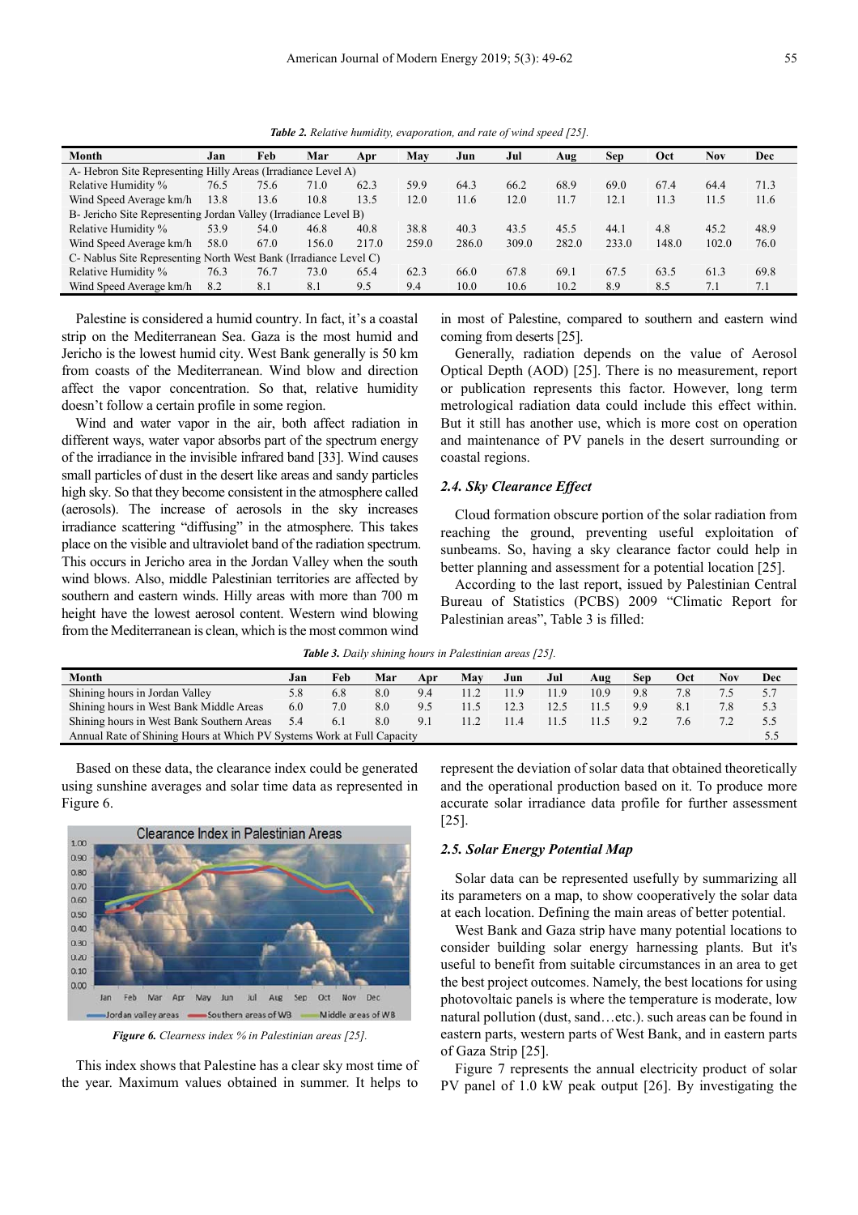*Table 2. Relative humidity, evaporation, and rate of wind speed [25].*

| Month | Jan | Feb | Mar | Apr | May | Jun | Jul | Aug | Sep | Oct | Nov | Dec |
|---|---|---|---|---|---|---|---|---|---|---|---|---|
| A- Hebron Site Representing Hilly Areas (Irradiance Level A) | | | | | | | | | | | | |
| Relative Humidity % | 76.5 | 75.6 | 71.0 | 62.3 | 59.9 | 64.3 | 66.2 | 68.9 | 69.0 | 67.4 | 64.4 | 71.3 |
| Wind Speed Average km/h | 13.8 | 13.6 | 10.8 | 13.5 | 12.0 | 11.6 | 12.0 | 11.7 | 12.1 | 11.3 | 11.5 | 11.6 |
| B- Jericho Site Representing Jordan Valley (Irradiance Level B) | | | | | | | | | | | | |
| Relative Humidity % | 53.9 | 54.0 | 46.8 | 40.8 | 38.8 | 40.3 | 43.5 | 45.5 | 44.1 | 4.8 | 45.2 | 48.9 |
| Wind Speed Average km/h | 58.0 | 67.0 | 156.0 | 217.0 | 259.0 | 286.0 | 309.0 | 282.0 | 233.0 | 148.0 | 102.0 | 76.0 |
| C- Nablus Site Representing North West Bank (Irradiance Level C) | | | | | | | | | | | | |
| Relative Humidity % | 76.3 | 76.7 | 73.0 | 65.4 | 62.3 | 66.0 | 67.8 | 69.1 | 67.5 | 63.5 | 61.3 | 69.8 |
| Wind Speed Average km/h | 8.2 | 8.1 | 8.1 | 9.5 | 9.4 | 10.0 | 10.6 | 10.2 | 8.9 | 8.5 | 7.1 | 7.1 |

Palestine is considered a humid country. In fact, it's a coastal strip on the Mediterranean Sea. Gaza is the most humid and Jericho is the lowest humid city. West Bank generally is 50 km from coasts of the Mediterranean. Wind blow and direction affect the vapor concentration. So that, relative humidity doesn't follow a certain profile in some region.

Wind and water vapor in the air, both affect radiation in different ways, water vapor absorbs part of the spectrum energy of the irradiance in the invisible infrared band [33]. Wind causes small particles of dust in the desert like areas and sandy particles high sky. So that they become consistent in the atmosphere called (aerosols). The increase of aerosols in the sky increases irradiance scattering "diffusing" in the atmosphere. This takes place on the visible and ultraviolet band of the radiation spectrum. This occurs in Jericho area in the Jordan Valley when the south wind blows. Also, middle Palestinian territories are affected by southern and eastern winds. Hilly areas with more than 700 m height have the lowest aerosol content. Western wind blowing from the Mediterranean is clean, which is the most common wind in most of Palestine, compared to southern and eastern wind coming from deserts [25].

Generally, radiation depends on the value of Aerosol Optical Depth (AOD) [25]. There is no measurement, report or publication represents this factor. However, long term metrological radiation data could include this effect within. But it still has another use, which is more cost on operation and maintenance of PV panels in the desert surrounding or coastal regions.

### 2.4. Sky Clearance Effect

Cloud formation obscure portion of the solar radiation from reaching the ground, preventing useful exploitation of sunbeams. So, having a sky clearance factor could help in better planning and assessment for a potential location [25].

According to the last report, issued by Palestinian Central Bureau of Statistics (PCBS) 2009 "Climatic Report for Palestinian areas", Table 3 is filled:

*Table 3. Daily shining hours in Palestinian areas [25].*

| Month | Jan | Feb | Mar | Apr | May | Jun | Jul | Aug | Sep | Oct | Nov | Dec |
|---|---|---|---|---|---|---|---|---|---|---|---|---|
| Shining hours in Jordan Valley | 5.8 | 6.8 | 8.0 | 9.4 | 11.2 | 11.9 | 11.9 | 10.9 | 9.8 | 7.8 | 7.5 | 5.7 |
| Shining hours in West Bank Middle Areas | 6.0 | 7.0 | 8.0 | 9.5 | 11.5 | 12.3 | 12.5 | 11.5 | 9.9 | 8.1 | 7.8 | 5.3 |
| Shining hours in West Bank Southern Areas | 5.4 | 6.1 | 8.0 | 9.1 | 11.2 | 11.4 | 11.5 | 11.5 | 9.2 | 7.6 | 7.2 | 5.5 |
| Annual Rate of Shining Hours at Which PV Systems Work at Full Capacity | | | | | | | | | | | | 5.5 |

Based on these data, the clearance index could be generated using sunshine averages and solar time data as represented in Figure 6.

*Figure 6. Clearness index % in Palestinian areas [25].*

This index shows that Palestine has a clear sky most time of the year. Maximum values obtained in summer. It helps to represent the deviation of solar data that obtained theoretically and the operational production based on it. To produce more accurate solar irradiance data profile for further assessment [25].

### 2.5. Solar Energy Potential Map

Solar data can be represented usefully by summarizing all its parameters on a map, to show cooperatively the solar data at each location. Defining the main areas of better potential.

West Bank and Gaza strip have many potential locations to consider building solar energy harnessing plants. But it's useful to benefit from suitable circumstances in an area to get the best project outcomes. Namely, the best locations for using photovoltaic panels is where the temperature is moderate, low natural pollution (dust, sand…etc.). such areas can be found in eastern parts, western parts of West Bank, and in eastern parts of Gaza Strip [25].

Figure 7 represents the annual electricity product of solar PV panel of 1.0 kW peak output [26]. By investigating the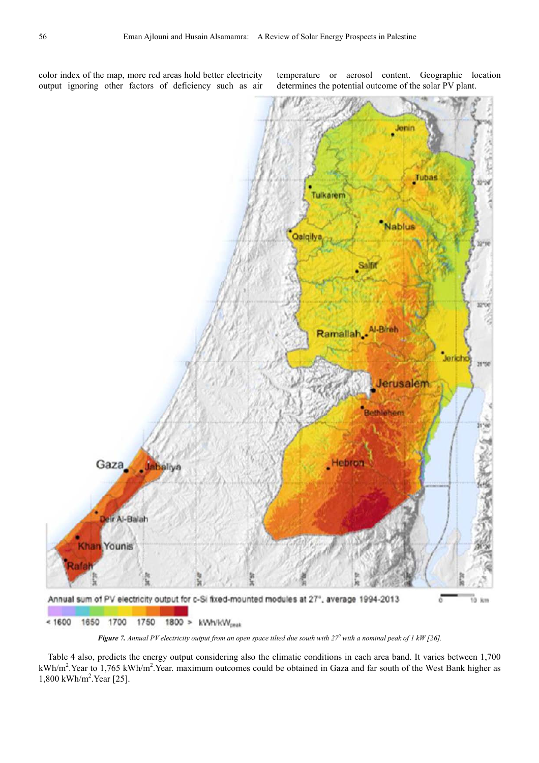color index of the map, more red areas hold better electricity output ignoring other factors of deficiency such as air temperature or aerosol content. Geographic location determines the potential outcome of the solar PV plant.

***Figure 7.*** *Annual PV electricity output from an open space tilted due south with 27$^0$ with a nominal peak of 1 kW [26].*

Table 4 also, predicts the energy output considering also the climatic conditions in each area band. It varies between 1,700 kWh/m$^2$.Year to 1,765 kWh/m$^2$.Year. maximum outcomes could be obtained in Gaza and far south of the West Bank higher as 1,800 kWh/m$^2$.Year [25].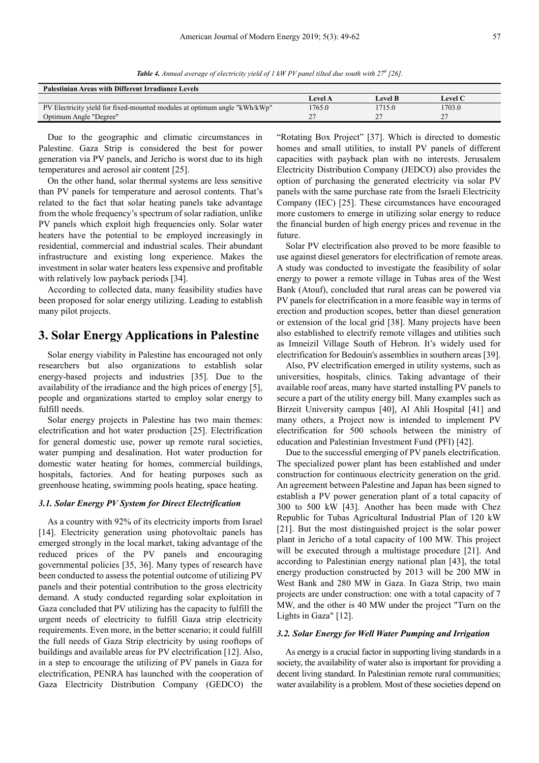*Table 4. Annual average of electricity yield of 1 kW PV panel tilted due south with $27^0$ [26].*

| Palestinian Areas with Different Irradiance Levels | | | |
|---|---|---|---|
| | Level A | Level B | Level C |
| PV Electricity yield for fixed-mounted modules at optimum angle "kWh/kWp" | 1765.0 | 1715.0 | 1703.0 |
| Optimum Angle "Degree" | 27 | 27 | 27 |

Due to the geographic and climatic circumstances in Palestine. Gaza Strip is considered the best for power generation via PV panels, and Jericho is worst due to its high temperatures and aerosol air content [25].

On the other hand, solar thermal systems are less sensitive than PV panels for temperature and aerosol contents. That's related to the fact that solar heating panels take advantage from the whole frequency's spectrum of solar radiation, unlike PV panels which exploit high frequencies only. Solar water heaters have the potential to be employed increasingly in residential, commercial and industrial scales. Their abundant infrastructure and existing long experience. Makes the investment in solar water heaters less expensive and profitable with relatively low payback periods [34].

According to collected data, many feasibility studies have been proposed for solar energy utilizing. Leading to establish many pilot projects.

# 3. Solar Energy Applications in Palestine

Solar energy viability in Palestine has encouraged not only researchers but also organizations to establish solar energy-based projects and industries [35]. Due to the availability of the irradiance and the high prices of energy [5], people and organizations started to employ solar energy to fulfill needs.

Solar energy projects in Palestine has two main themes: electrification and hot water production [25]. Electrification for general domestic use, power up remote rural societies, water pumping and desalination. Hot water production for domestic water heating for homes, commercial buildings, hospitals, factories. And for heating purposes such as greenhouse heating, swimming pools heating, space heating.

### 3.1. Solar Energy PV System for Direct Electrification

As a country with 92% of its electricity imports from Israel [14]. Electricity generation using photovoltaic panels has emerged strongly in the local market, taking advantage of the reduced prices of the PV panels and encouraging governmental policies [35, 36]. Many types of research have been conducted to assess the potential outcome of utilizing PV panels and their potential contribution to the gross electricity demand. A study conducted regarding solar exploitation in Gaza concluded that PV utilizing has the capacity to fulfill the urgent needs of electricity to fulfill Gaza strip electricity requirements. Even more, in the better scenario; it could fulfill the full needs of Gaza Strip electricity by using rooftops of buildings and available areas for PV electrification [12]. Also, in a step to encourage the utilizing of PV panels in Gaza for electrification, PENRA has launched with the cooperation of Gaza Electricity Distribution Company (GEDCO) the "Rotating Box Project" [37]. Which is directed to domestic homes and small utilities, to install PV panels of different capacities with payback plan with no interests. Jerusalem Electricity Distribution Company (JEDCO) also provides the option of purchasing the generated electricity via solar PV panels with the same purchase rate from the Israeli Electricity Company (IEC) [25]. These circumstances have encouraged more customers to emerge in utilizing solar energy to reduce the financial burden of high energy prices and revenue in the future.

Solar PV electrification also proved to be more feasible to use against diesel generators for electrification of remote areas. A study was conducted to investigate the feasibility of solar energy to power a remote village in Tubas area of the West Bank (Atouf), concluded that rural areas can be powered via PV panels for electrification in a more feasible way in terms of erection and production scopes, better than diesel generation or extension of the local grid [38]. Many projects have been also established to electrify remote villages and utilities such as Imneizil Village South of Hebron. It's widely used for electrification for Bedouin's assemblies in southern areas [39].

Also, PV electrification emerged in utility systems, such as universities, hospitals, clinics. Taking advantage of their available roof areas, many have started installing PV panels to secure a part of the utility energy bill. Many examples such as Birzeit University campus [40], Al Ahli Hospital [41] and many others, a Project now is intended to implement PV electrification for 500 schools between the ministry of education and Palestinian Investment Fund (PFI) [42].

Due to the successful emerging of PV panels electrification. The specialized power plant has been established and under construction for continuous electricity generation on the grid. An agreement between Palestine and Japan has been signed to establish a PV power generation plant of a total capacity of 300 to 500 kW [43]. Another has been made with Chez Republic for Tubas Agricultural Industrial Plan of 120 kW [21]. But the most distinguished project is the solar power plant in Jericho of a total capacity of 100 MW. This project will be executed through a multistage procedure [21]. And according to Palestinian energy national plan [43], the total energy production constructed by 2013 will be 200 MW in West Bank and 280 MW in Gaza. In Gaza Strip, two main projects are under construction: one with a total capacity of 7 MW, and the other is 40 MW under the project "Turn on the Lights in Gaza" [12].

### 3.2. Solar Energy for Well Water Pumping and Irrigation

As energy is a crucial factor in supporting living standards in a society, the availability of water also is important for providing a decent living standard. In Palestinian remote rural communities; water availability is a problem. Most of these societies depend on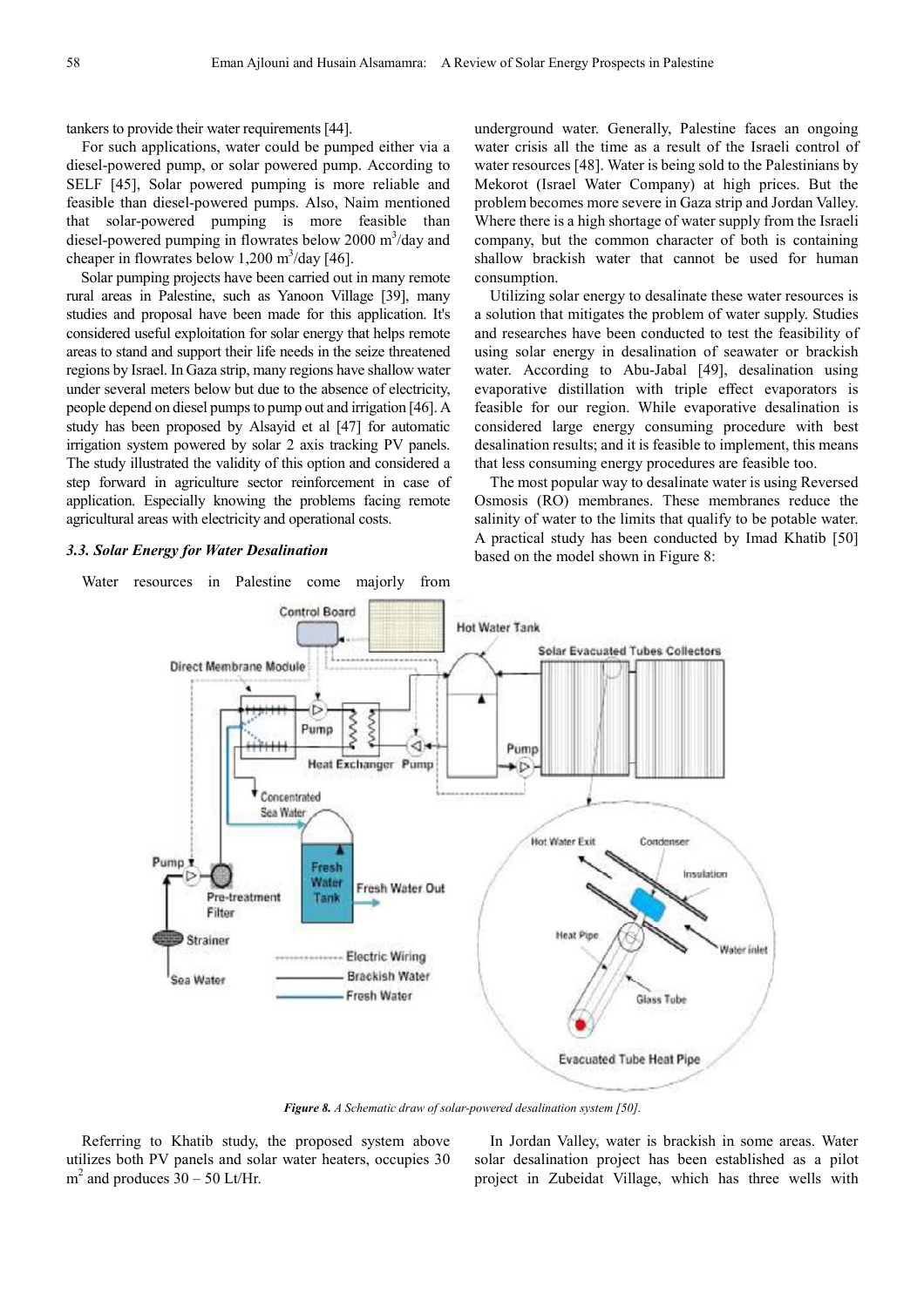tankers to provide their water requirements [44].

For such applications, water could be pumped either via a diesel-powered pump, or solar powered pump. According to SELF [45], Solar powered pumping is more reliable and feasible than diesel-powered pumps. Also, Naim mentioned that solar-powered pumping is more feasible than diesel-powered pumping in flowrates below 2000 $m^3$/day and cheaper in flowrates below 1,200 $m^3$/day [46].

Solar pumping projects have been carried out in many remote rural areas in Palestine, such as Yanoon Village [39], many studies and proposal have been made for this application. It's considered useful exploitation for solar energy that helps remote areas to stand and support their life needs in the seize threatened regions by Israel. In Gaza strip, many regions have shallow water under several meters below but due to the absence of electricity, people depend on diesel pumps to pump out and irrigation [46]. A study has been proposed by Alsayid et al [47] for automatic irrigation system powered by solar 2 axis tracking PV panels. The study illustrated the validity of this option and considered a step forward in agriculture sector reinforcement in case of application. Especially knowing the problems facing remote agricultural areas with electricity and operational costs.

### *3.3. Solar Energy for Water Desalination*

Water resources in Palestine come majorly from underground water. Generally, Palestine faces an ongoing water crisis all the time as a result of the Israeli control of water resources [48]. Water is being sold to the Palestinians by Mekorot (Israel Water Company) at high prices. But the problem becomes more severe in Gaza strip and Jordan Valley. Where there is a high shortage of water supply from the Israeli company, but the common character of both is containing shallow brackish water that cannot be used for human consumption.

Utilizing solar energy to desalinate these water resources is a solution that mitigates the problem of water supply. Studies and researches have been conducted to test the feasibility of using solar energy in desalination of seawater or brackish water. According to Abu-Jabal [49], desalination using evaporative distillation with triple effect evaporators is feasible for our region. While evaporative desalination is considered large energy consuming procedure with best desalination results; and it is feasible to implement, this means that less consuming energy procedures are feasible too.

The most popular way to desalinate water is using Reversed Osmosis (RO) membranes. These membranes reduce the salinity of water to the limits that qualify to be potable water. A practical study has been conducted by Imad Khatib [50] based on the model shown in Figure 8:

***Figure 8.*** *A Schematic draw of solar-powered desalination system [50].*

Referring to Khatib study, the proposed system above utilizes both PV panels and solar water heaters, occupies 30 $m^2$ and produces 30 – 50 Lt/Hr.

In Jordan Valley, water is brackish in some areas. Water solar desalination project has been established as a pilot project in Zubeidat Village, which has three wells with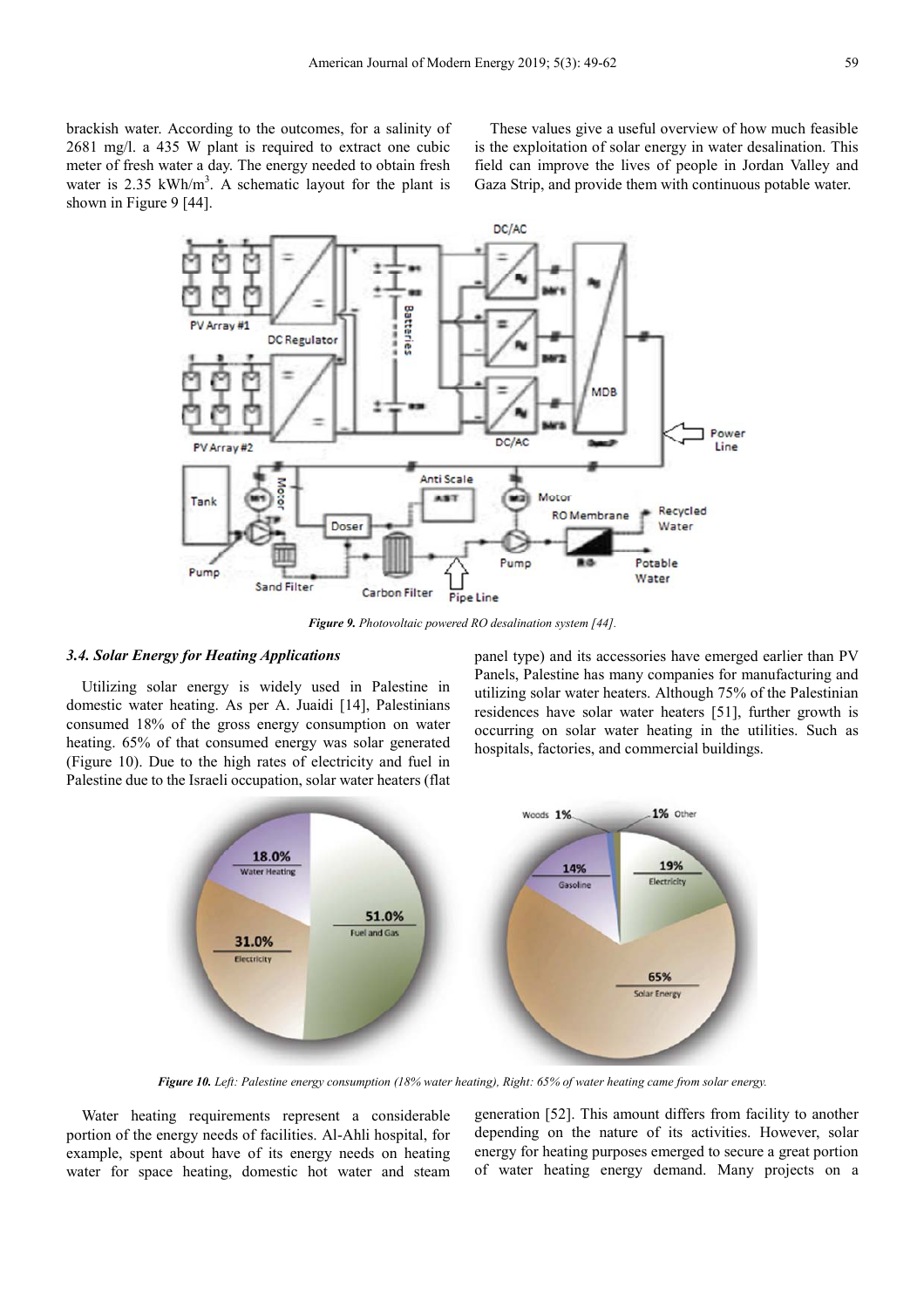brackish water. According to the outcomes, for a salinity of 2681 mg/l. a 435 W plant is required to extract one cubic meter of fresh water a day. The energy needed to obtain fresh water is 2.35 kWh/m$^3$. A schematic layout for the plant is shown in Figure 9 [44].

These values give a useful overview of how much feasible is the exploitation of solar energy in water desalination. This field can improve the lives of people in Jordan Valley and Gaza Strip, and provide them with continuous potable water.

***Figure 9.** Photovoltaic powered RO desalination system [44].*

### *3.4. Solar Energy for Heating Applications*

Utilizing solar energy is widely used in Palestine in domestic water heating. As per A. Juaidi [14], Palestinians consumed 18% of the gross energy consumption on water heating. 65% of that consumed energy was solar generated (Figure 10). Due to the high rates of electricity and fuel in Palestine due to the Israeli occupation, solar water heaters (flat panel type) and its accessories have emerged earlier than PV Panels, Palestine has many companies for manufacturing and utilizing solar water heaters. Although 75% of the Palestinian residences have solar water heaters [51], further growth is occurring on solar water heating in the utilities. Such as hospitals, factories, and commercial buildings.

***Figure 10.** Left: Palestine energy consumption (18% water heating), Right: 65% of water heating came from solar energy.*

Water heating requirements represent a considerable portion of the energy needs of facilities. Al-Ahli hospital, for example, spent about have of its energy needs on heating water for space heating, domestic hot water and steam generation [52]. This amount differs from facility to another depending on the nature of its activities. However, solar energy for heating purposes emerged to secure a great portion of water heating energy demand. Many projects on a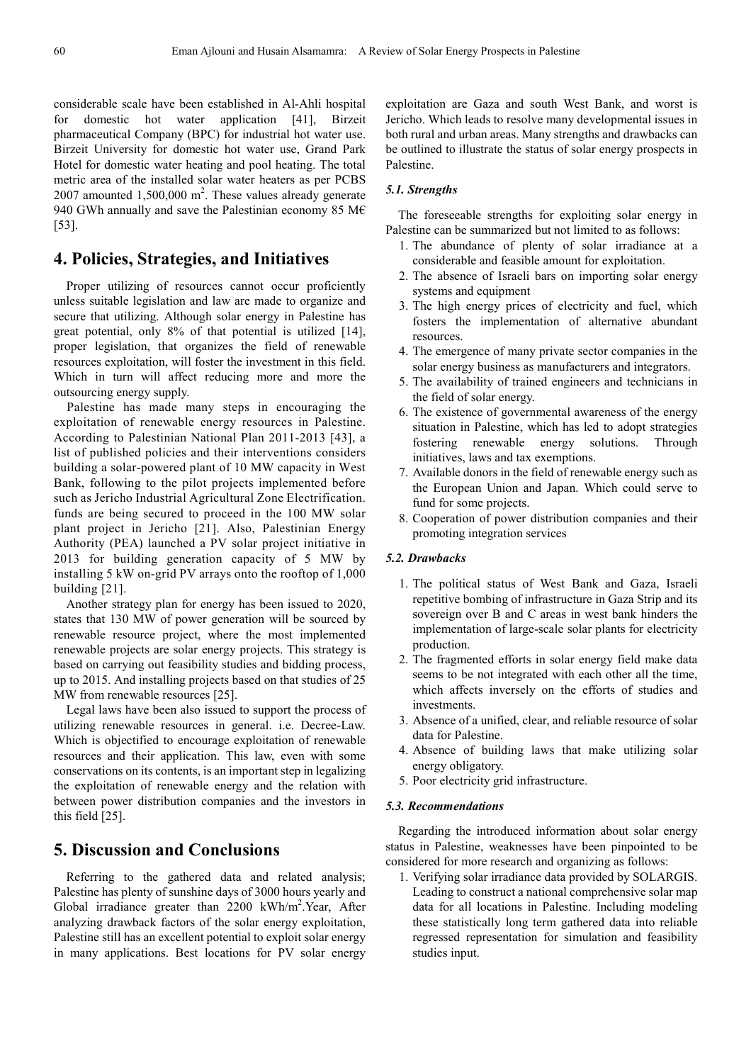considerable scale have been established in Al-Ahli hospital for domestic hot water application [41], Birzeit pharmaceutical Company (BPC) for industrial hot water use. Birzeit University for domestic hot water use, Grand Park Hotel for domestic water heating and pool heating. The total metric area of the installed solar water heaters as per PCBS 2007 amounted 1,500,000 $m^2$. These values already generate 940 GWh annually and save the Palestinian economy 85 M€ [53].

# 4. Policies, Strategies, and Initiatives

Proper utilizing of resources cannot occur proficiently unless suitable legislation and law are made to organize and secure that utilizing. Although solar energy in Palestine has great potential, only 8% of that potential is utilized [14], proper legislation, that organizes the field of renewable resources exploitation, will foster the investment in this field. Which in turn will affect reducing more and more the outsourcing energy supply.

Palestine has made many steps in encouraging the exploitation of renewable energy resources in Palestine. According to Palestinian National Plan 2011-2013 [43], a list of published policies and their interventions considers building a solar-powered plant of 10 MW capacity in West Bank, following to the pilot projects implemented before such as Jericho Industrial Agricultural Zone Electrification. funds are being secured to proceed in the 100 MW solar plant project in Jericho [21]. Also, Palestinian Energy Authority (PEA) launched a PV solar project initiative in 2013 for building generation capacity of 5 MW by installing 5 kW on-grid PV arrays onto the rooftop of 1,000 building [21].

Another strategy plan for energy has been issued to 2020, states that 130 MW of power generation will be sourced by renewable resource project, where the most implemented renewable projects are solar energy projects. This strategy is based on carrying out feasibility studies and bidding process, up to 2015. And installing projects based on that studies of 25 MW from renewable resources [25].

Legal laws have been also issued to support the process of utilizing renewable resources in general. i.e. Decree-Law. Which is objectified to encourage exploitation of renewable resources and their application. This law, even with some conservations on its contents, is an important step in legalizing the exploitation of renewable energy and the relation with between power distribution companies and the investors in this field [25].

# 5. Discussion and Conclusions

Referring to the gathered data and related analysis; Palestine has plenty of sunshine days of 3000 hours yearly and Global irradiance greater than 2200 kWh/$m^2$.Year, After analyzing drawback factors of the solar energy exploitation, Palestine still has an excellent potential to exploit solar energy in many applications. Best locations for PV solar energy exploitation are Gaza and south West Bank, and worst is Jericho. Which leads to resolve many developmental issues in both rural and urban areas. Many strengths and drawbacks can be outlined to illustrate the status of solar energy prospects in Palestine.

### *5.1. Strengths*

The foreseeable strengths for exploiting solar energy in Palestine can be summarized but not limited to as follows:

1. The abundance of plenty of solar irradiance at a considerable and feasible amount for exploitation.
2. The absence of Israeli bars on importing solar energy systems and equipment
3. The high energy prices of electricity and fuel, which fosters the implementation of alternative abundant resources.
4. The emergence of many private sector companies in the solar energy business as manufacturers and integrators.
5. The availability of trained engineers and technicians in the field of solar energy.
6. The existence of governmental awareness of the energy situation in Palestine, which has led to adopt strategies fostering renewable energy solutions. Through initiatives, laws and tax exemptions.
7. Available donors in the field of renewable energy such as the European Union and Japan. Which could serve to fund for some projects.
8. Cooperation of power distribution companies and their promoting integration services

### *5.2. Drawbacks*

1. The political status of West Bank and Gaza, Israeli repetitive bombing of infrastructure in Gaza Strip and its sovereign over B and C areas in west bank hinders the implementation of large-scale solar plants for electricity production.
2. The fragmented efforts in solar energy field make data seems to be not integrated with each other all the time, which affects inversely on the efforts of studies and investments.
3. Absence of a unified, clear, and reliable resource of solar data for Palestine.
4. Absence of building laws that make utilizing solar energy obligatory.
5. Poor electricity grid infrastructure.

### *5.3. Recommendations*

Regarding the introduced information about solar energy status in Palestine, weaknesses have been pinpointed to be considered for more research and organizing as follows:

1. Verifying solar irradiance data provided by SOLARGIS. Leading to construct a national comprehensive solar map data for all locations in Palestine. Including modeling these statistically long term gathered data into reliable regressed representation for simulation and feasibility studies input.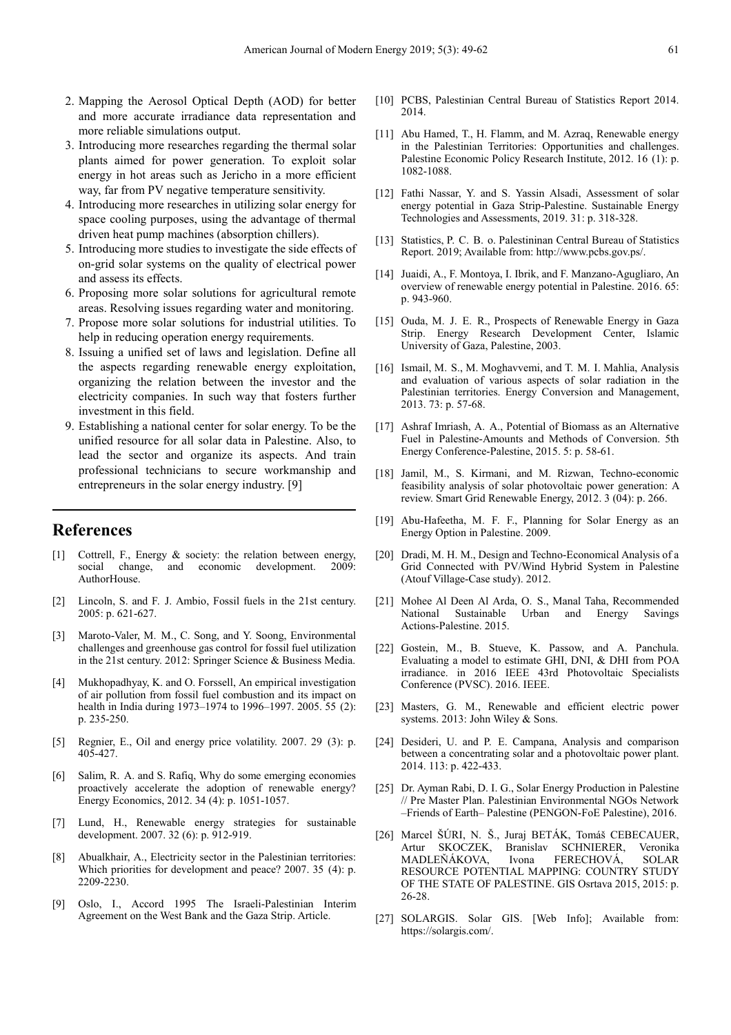2. Mapping the Aerosol Optical Depth (AOD) for better and more accurate irradiance data representation and more reliable simulations output.
3. Introducing more researches regarding the thermal solar plants aimed for power generation. To exploit solar energy in hot areas such as Jericho in a more efficient way, far from PV negative temperature sensitivity.
4. Introducing more researches in utilizing solar energy for space cooling purposes, using the advantage of thermal driven heat pump machines (absorption chillers).
5. Introducing more studies to investigate the side effects of on-grid solar systems on the quality of electrical power and assess its effects.
6. Proposing more solar solutions for agricultural remote areas. Resolving issues regarding water and monitoring.
7. Propose more solar solutions for industrial utilities. To help in reducing operation energy requirements.
8. Issuing a unified set of laws and legislation. Define all the aspects regarding renewable energy exploitation, organizing the relation between the investor and the electricity companies. In such way that fosters further investment in this field.
9. Establishing a national center for solar energy. To be the unified resource for all solar data in Palestine. Also, to lead the sector and organize its aspects. And train professional technicians to secure workmanship and entrepreneurs in the solar energy industry. [9]

## References

[1] Cottrell, F., Energy & society: the relation between energy, social change, and economic development. 2009: AuthorHouse.

[2] Lincoln, S. and F. J. Ambio, Fossil fuels in the 21st century. 2005: p. 621-627.

[3] Maroto-Valer, M. M., C. Song, and Y. Soong, Environmental challenges and greenhouse gas control for fossil fuel utilization in the 21st century. 2012: Springer Science & Business Media.

[4] Mukhopadhyay, K. and O. Forssell, An empirical investigation of air pollution from fossil fuel combustion and its impact on health in India during 1973–1974 to 1996–1997. 2005. 55 (2): p. 235-250.

[5] Regnier, E., Oil and energy price volatility. 2007. 29 (3): p. 405-427.

[6] Salim, R. A. and S. Rafiq, Why do some emerging economies proactively accelerate the adoption of renewable energy? Energy Economics, 2012. 34 (4): p. 1051-1057.

[7] Lund, H., Renewable energy strategies for sustainable development. 2007. 32 (6): p. 912-919.

[8] Abualkhair, A., Electricity sector in the Palestinian territories: Which priorities for development and peace? 2007. 35 (4): p. 2209-2230.

[9] Oslo, I., Accord 1995 The Israeli-Palestinian Interim Agreement on the West Bank and the Gaza Strip. Article.

[10] PCBS, Palestinian Central Bureau of Statistics Report 2014. 2014.

[11] Abu Hamed, T., H. Flamm, and M. Azraq, Renewable energy in the Palestinian Territories: Opportunities and challenges. Palestine Economic Policy Research Institute, 2012. 16 (1): p. 1082-1088.

[12] Fathi Nassar, Y. and S. Yassin Alsadi, Assessment of solar energy potential in Gaza Strip-Palestine. Sustainable Energy Technologies and Assessments, 2019. 31: p. 318-328.

[13] Statistics, P. C. B. o. Palestininan Central Bureau of Statistics Report. 2019; Available from: http://www.pcbs.gov.ps/.

[14] Juaidi, A., F. Montoya, I. Ibrik, and F. Manzano-Agugliaro, An overview of renewable energy potential in Palestine. 2016. 65: p. 943-960.

[15] Ouda, M. J. E. R., Prospects of Renewable Energy in Gaza Strip. Energy Research Development Center, Islamic University of Gaza, Palestine, 2003.

[16] Ismail, M. S., M. Moghavvemi, and T. M. I. Mahlia, Analysis and evaluation of various aspects of solar radiation in the Palestinian territories. Energy Conversion and Management, 2013. 73: p. 57-68.

[17] Ashraf Imriash, A. A., Potential of Biomass as an Alternative Fuel in Palestine-Amounts and Methods of Conversion. 5th Energy Conference-Palestine, 2015. 5: p. 58-61.

[18] Jamil, M., S. Kirmani, and M. Rizwan, Techno-economic feasibility analysis of solar photovoltaic power generation: A review. Smart Grid Renewable Energy, 2012. 3 (04): p. 266.

[19] Abu-Hafeetha, M. F. F., Planning for Solar Energy as an Energy Option in Palestine. 2009.

[20] Dradi, M. H. M., Design and Techno-Economical Analysis of a Grid Connected with PV/Wind Hybrid System in Palestine (Atouf Village-Case study). 2012.

[21] Mohee Al Deen Al Arda, O. S., Manal Taha, Recommended National Sustainable Urban and Energy Savings Actions-Palestine. 2015.

[22] Gostein, M., B. Stueve, K. Passow, and A. Panchula. Evaluating a model to estimate GHI, DNI, & DHI from POA irradiance. in 2016 IEEE 43rd Photovoltaic Specialists Conference (PVSC). 2016. IEEE.

[23] Masters, G. M., Renewable and efficient electric power systems. 2013: John Wiley & Sons.

[24] Desideri, U. and P. E. Campana, Analysis and comparison between a concentrating solar and a photovoltaic power plant. 2014. 113: p. 422-433.

[25] Dr. Ayman Rabi, D. I. G., Solar Energy Production in Palestine // Pre Master Plan. Palestinian Environmental NGOs Network –Friends of Earth– Palestine (PENGON-FoE Palestine), 2016.

[26] Marcel ŠÚRI, N. Š., Juraj BETÁK, Tomáš CEBECAUER, Artur SKOCZEK, Branislav SCHNIERER, Veronika MADLEŇÁKOVA, Ivona FERECHOVÁ, SOLAR RESOURCE POTENTIAL MAPPING: COUNTRY STUDY OF THE STATE OF PALESTINE. GIS Osrtava 2015, 2015: p. 26-28.

[27] SOLARGIS. Solar GIS. [Web Info]; Available from: https://solargis.com/.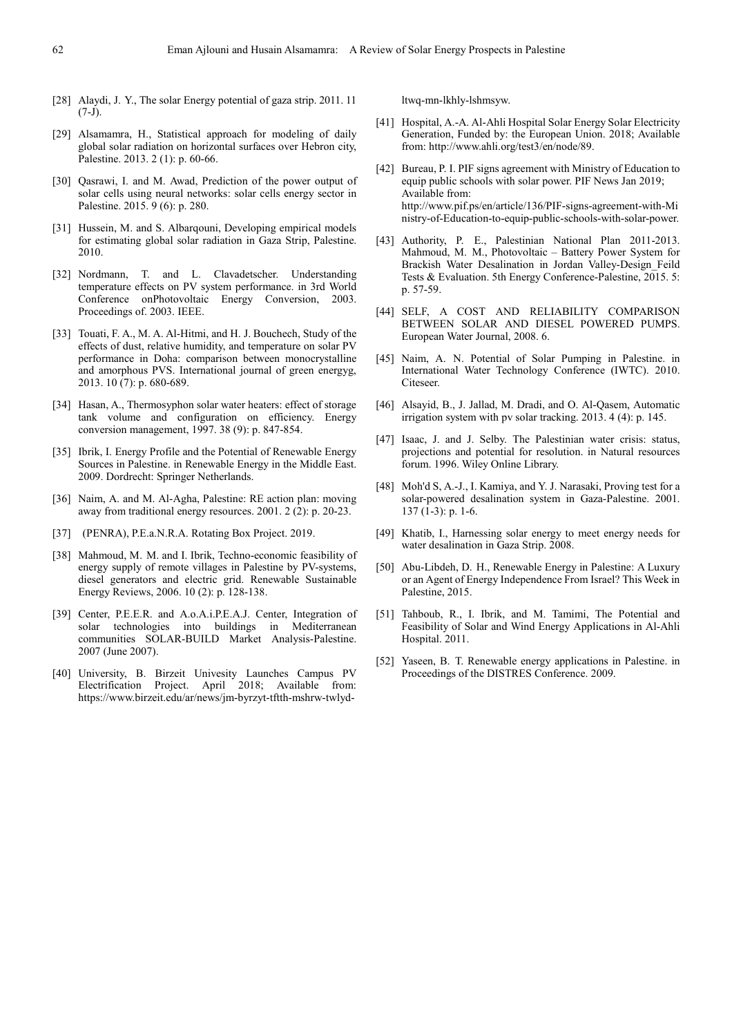[28] Alaydi, J. Y., The solar Energy potential of gaza strip. 2011. 11 (7-J).

[29] Alsamamra, H., Statistical approach for modeling of daily global solar radiation on horizontal surfaces over Hebron city, Palestine. 2013. 2 (1): p. 60-66.

[30] Qasrawi, I. and M. Awad, Prediction of the power output of solar cells using neural networks: solar cells energy sector in Palestine. 2015. 9 (6): p. 280.

[31] Hussein, M. and S. Albarqouni, Developing empirical models for estimating global solar radiation in Gaza Strip, Palestine. 2010.

[32] Nordmann, T. and L. Clavadetscher. Understanding temperature effects on PV system performance. in 3rd World Conference onPhotovoltaic Energy Conversion, 2003. Proceedings of. 2003. IEEE.

[33] Touati, F. A., M. A. Al-Hitmi, and H. J. Bouchech, Study of the effects of dust, relative humidity, and temperature on solar PV performance in Doha: comparison between monocrystalline and amorphous PVS. International journal of green energyg, 2013. 10 (7): p. 680-689.

[34] Hasan, A., Thermosyphon solar water heaters: effect of storage tank volume and configuration on efficiency. Energy conversion management, 1997. 38 (9): p. 847-854.

[35] Ibrik, I. Energy Profile and the Potential of Renewable Energy Sources in Palestine. in Renewable Energy in the Middle East. 2009. Dordrecht: Springer Netherlands.

[36] Naim, A. and M. Al-Agha, Palestine: RE action plan: moving away from traditional energy resources. 2001. 2 (2): p. 20-23.

[37] (PENRA), P.E.a.N.R.A. Rotating Box Project. 2019.

[38] Mahmoud, M. M. and I. Ibrik, Techno-economic feasibility of energy supply of remote villages in Palestine by PV-systems, diesel generators and electric grid. Renewable Sustainable Energy Reviews, 2006. 10 (2): p. 128-138.

[39] Center, P.E.E.R. and A.o.A.i.P.E.A.J. Center, Integration of solar technologies into buildings in Mediterranean communities SOLAR-BUILD Market Analysis-Palestine. 2007 (June 2007).

[40] University, B. Birzeit Univesity Launches Campus PV Electrification Project. April 2018; Available from: https://www.birzeit.edu/ar/news/jm-byrzyt-tftth-mshrw-twlyd-ltwq-mn-lkhly-lshmsyw.

[41] Hospital, A.-A. Al-Ahli Hospital Solar Energy Solar Electricity Generation, Funded by: the European Union. 2018; Available from: http://www.ahli.org/test3/en/node/89.

[42] Bureau, P. I. PIF signs agreement with Ministry of Education to equip public schools with solar power. PIF News Jan 2019; Available from: http://www.pif.ps/en/article/136/PIF-signs-agreement-with-Ministry-of-Education-to-equip-public-schools-with-solar-power.

[43] Authority, P. E., Palestinian National Plan 2011-2013. Mahmoud, M. M., Photovoltaic – Battery Power System for Brackish Water Desalination in Jordan Valley-Design_Feild Tests & Evaluation. 5th Energy Conference-Palestine, 2015. 5: p. 57-59.

[44] SELF, A COST AND RELIABILITY COMPARISON BETWEEN SOLAR AND DIESEL POWERED PUMPS. European Water Journal, 2008. 6.

[45] Naim, A. N. Potential of Solar Pumping in Palestine. in International Water Technology Conference (IWTC). 2010. Citeseer.

[46] Alsayid, B., J. Jallad, M. Dradi, and O. Al-Qasem, Automatic irrigation system with pv solar tracking. 2013. 4 (4): p. 145.

[47] Isaac, J. and J. Selby. The Palestinian water crisis: status, projections and potential for resolution. in Natural resources forum. 1996. Wiley Online Library.

[48] Moh'd S, A.-J., I. Kamiya, and Y. J. Narasaki, Proving test for a solar-powered desalination system in Gaza-Palestine. 2001. 137 (1-3): p. 1-6.

[49] Khatib, I., Harnessing solar energy to meet energy needs for water desalination in Gaza Strip. 2008.

[50] Abu-Libdeh, D. H., Renewable Energy in Palestine: A Luxury or an Agent of Energy Independence From Israel? This Week in Palestine, 2015.

[51] Tahboub, R., I. Ibrik, and M. Tamimi, The Potential and Feasibility of Solar and Wind Energy Applications in Al-Ahli Hospital. 2011.

[52] Yaseen, B. T. Renewable energy applications in Palestine. in Proceedings of the DISTRES Conference. 2009.